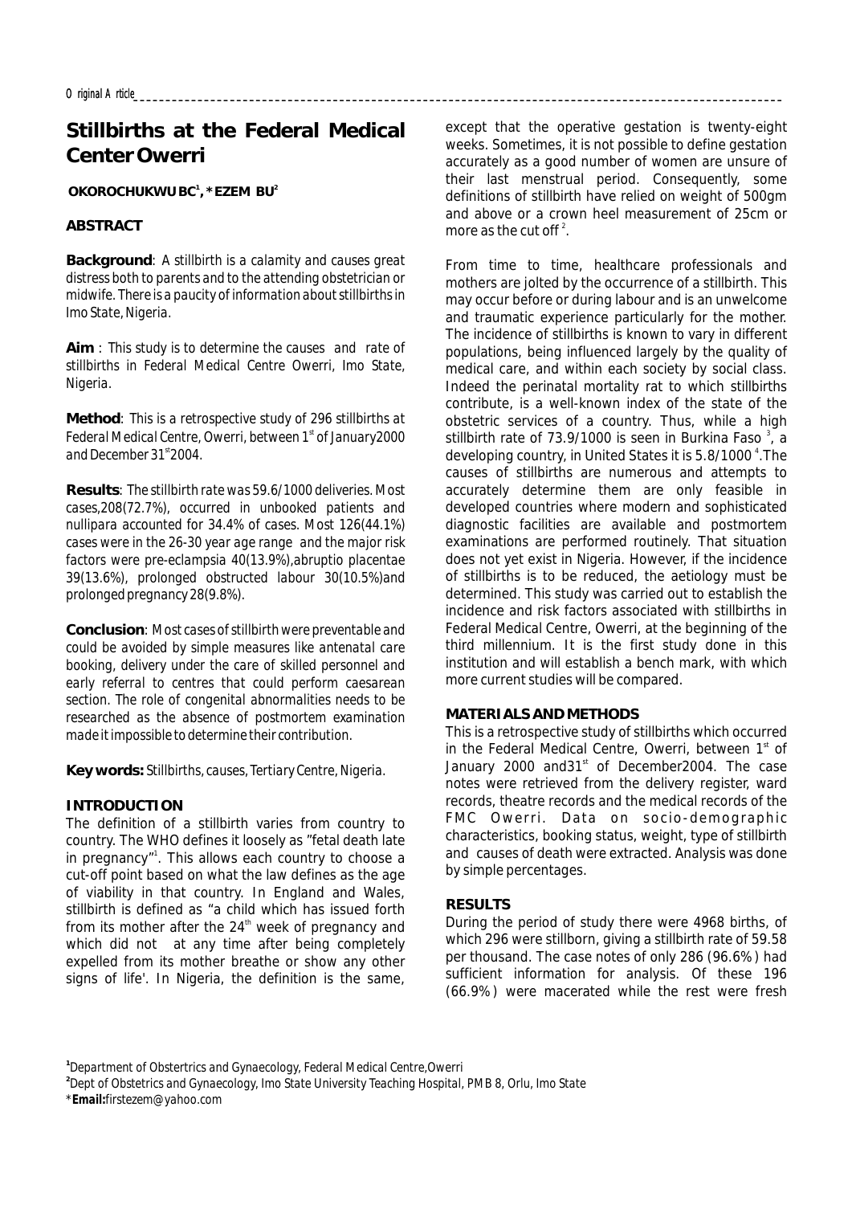Original Article

# Stillbirths at the Federal Medical Center Owerri

**OKOROCHUKWU BC[1], *EZEM BU[2]**

## ABSTRACT

**Background**: A stillbirth is a calamity and causes great distress both to parents and to the attending obstetrician or midwife. There is a paucity of information about stillbirths in Imo State, Nigeria.

**Aim** : This study is to determine the causes and rate of stillbirths in Federal Medical Centre Owerri, Imo State, Nigeria.

**Method**: This is a retrospective study of 296 stillbirths at Federal Medical Centre, Owerri, between 1st of January2000 and December 31st 2004.

**Results**: The stillbirth rate was 59.6/1000 deliveries. Most cases,208(72.7%), occurred in unbooked patients and nullipara accounted for 34.4% of cases. Most 126(44.1%) cases were in the 26-30 year age range and the major risk factors were pre-eclampsia 40(13.9%),abruptio placentae 39(13.6%), prolonged obstructed labour 30(10.5%)and prolonged pregnancy 28(9.8%).

**Conclusion**: Most cases of stillbirth were preventable and could be avoided by simple measures like antenatal care booking, delivery under the care of skilled personnel and early referral to centres that could perform caesarean section. The role of congenital abnormalities needs to be researched as the absence of postmortem examination made it impossible to determine their contribution.

**Key words:** Stillbirths, causes, Tertiary Centre, Nigeria.

## INTRODUCTION

The definition of a stillbirth varies from country to country. The WHO defines it loosely as "fetal death late in pregnancy"[1]. This allows each country to choose a cut-off point based on what the law defines as the age of viability in that country. In England and Wales, stillbirth is defined as "a child which has issued forth from its mother after the 24th week of pregnancy and which did not at any time after being completely expelled from its mother breathe or show any other signs of life'. In Nigeria, the definition is the same, except that the operative gestation is twenty-eight weeks. Sometimes, it is not possible to define gestation accurately as a good number of women are unsure of their last menstrual period. Consequently, some definitions of stillbirth have relied on weight of 500gm and above or a crown heel measurement of 25cm or more as the cut off [2].

From time to time, healthcare professionals and mothers are jolted by the occurrence of a stillbirth. This may occur before or during labour and is an unwelcome and traumatic experience particularly for the mother. The incidence of stillbirths is known to vary in different populations, being influenced largely by the quality of medical care, and within each society by social class. Indeed the perinatal mortality rat to which stillbirths contribute, is a well-known index of the state of the obstetric services of a country. Thus, while a high stillbirth rate of 73.9/1000 is seen in Burkina Faso [3], a developing country, in United States it is 5.8/1000 [4].The causes of stillbirths are numerous and attempts to accurately determine them are only feasible in developed countries where modern and sophisticated diagnostic facilities are available and postmortem examinations are performed routinely. That situation does not yet exist in Nigeria. However, if the incidence of stillbirths is to be reduced, the aetiology must be determined. This study was carried out to establish the incidence and risk factors associated with stillbirths in Federal Medical Centre, Owerri, at the beginning of the third millennium. It is the first study done in this institution and will establish a bench mark, with which more current studies will be compared.

## MATERIALS AND METHODS

This is a retrospective study of stillbirths which occurred in the Federal Medical Centre, Owerri, between 1st of January 2000 and31st of December2004. The case notes were retrieved from the delivery register, ward records, theatre records and the medical records of the FMC Owerri. Data on socio-demographic characteristics, booking status, weight, type of stillbirth and causes of death were extracted. Analysis was done by simple percentages.

## RESULTS

During the period of study there were 4968 births, of which 296 were stillborn, giving a stillbirth rate of 59.58 per thousand. The case notes of only 286 (96.6%) had sufficient information for analysis. Of these 196 (66.9%) were macerated while the rest were fresh

[1]Department of Obstertrics and Gynaecology, Federal Medical Centre,Owerri

[2]Dept of Obstetrics and Gynaecology, Imo State University Teaching Hospital, PMB 8, Orlu, Imo State

***Email:**firstezem@yahoo.com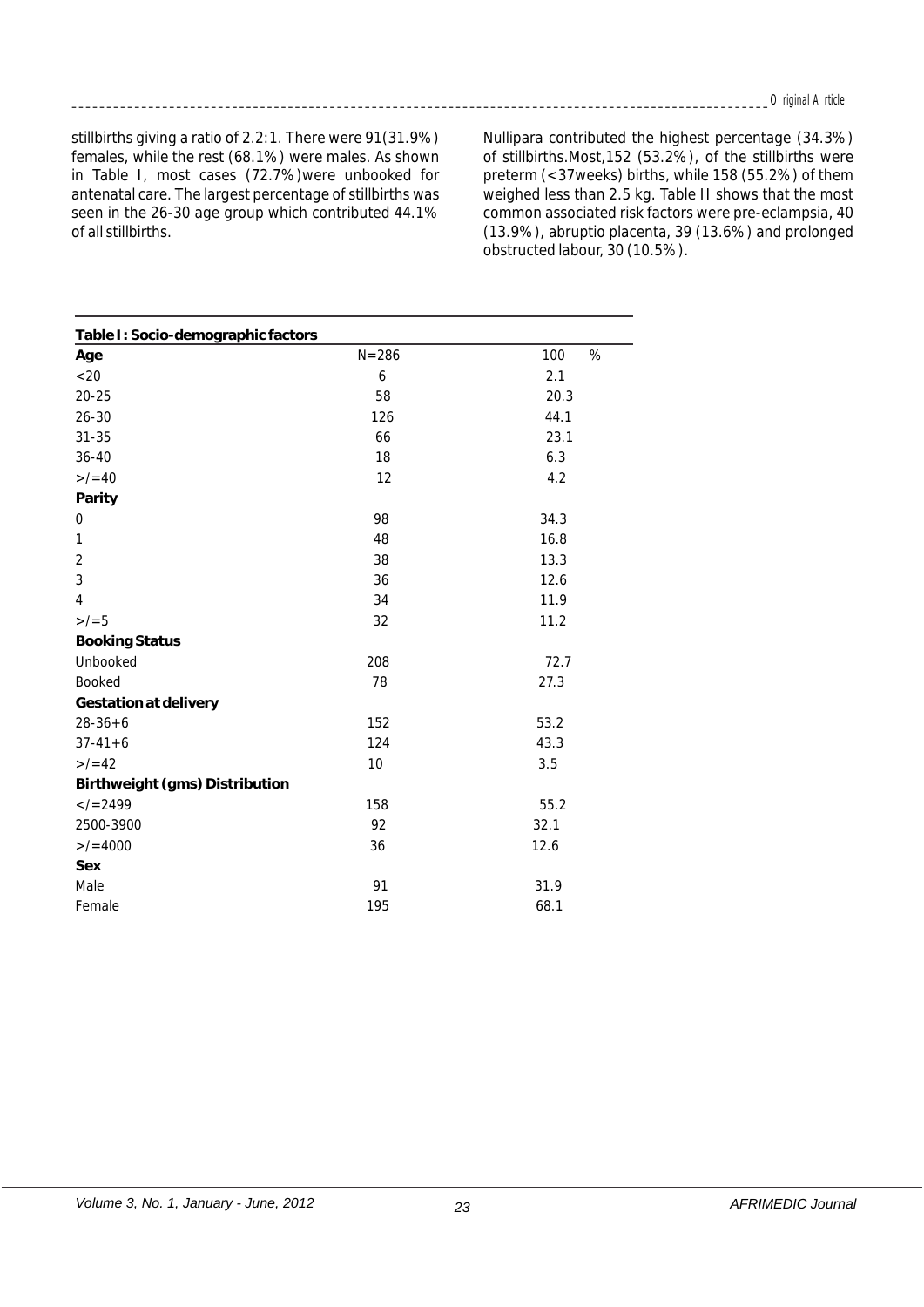stillbirths giving a ratio of 2.2:1. There were 91(31.9%) females, while the rest (68.1%) were males. As shown in Table I, most cases (72.7%)were unbooked for antenatal care. The largest percentage of stillbirths was seen in the 26-30 age group which contributed 44.1% of all stillbirths.

Nullipara contributed the highest percentage (34.3%) of stillbirths.Most,152 (53.2%), of the stillbirths were preterm (<37weeks) births, while 158 (55.2%) of them weighed less than 2.5 kg. Table II shows that the most common associated risk factors were pre-eclampsia, 40 (13.9%), abruptio placenta, 39 (13.6%) and prolonged obstructed labour, 30 (10.5%).

**Table I: Socio-demographic factors**

| **Age** | N=286 | 100 % |
|---|---|---|
| <20 | 6 | 2.1 |
| 20-25 | 58 | 20.3 |
| 26-30 | 126 | 44.1 |
| 31-35 | 66 | 23.1 |
| 36-40 | 18 | 6.3 |
| >/=40 | 12 | 4.2 |
| **Parity** | | |
| 0 | 98 | 34.3 |
| 1 | 48 | 16.8 |
| 2 | 38 | 13.3 |
| 3 | 36 | 12.6 |
| 4 | 34 | 11.9 |
| >/=5 | 32 | 11.2 |
| **Booking Status** | | |
| Unbooked | 208 | 72.7 |
| Booked | 78 | 27.3 |
| **Gestation at delivery** | | |
| 28-36+6 | 152 | 53.2 |
| 37-41+6 | 124 | 43.3 |
| >/=42 | 10 | 3.5 |
| **Birthweight (gms) Distribution** | | |
| </=2499 | 158 | 55.2 |
| 2500-3900 | 92 | 32.1 |
| >/=4000 | 36 | 12.6 |
| **Sex** | | |
| Male | 91 | 31.9 |
| Female | 195 | 68.1 |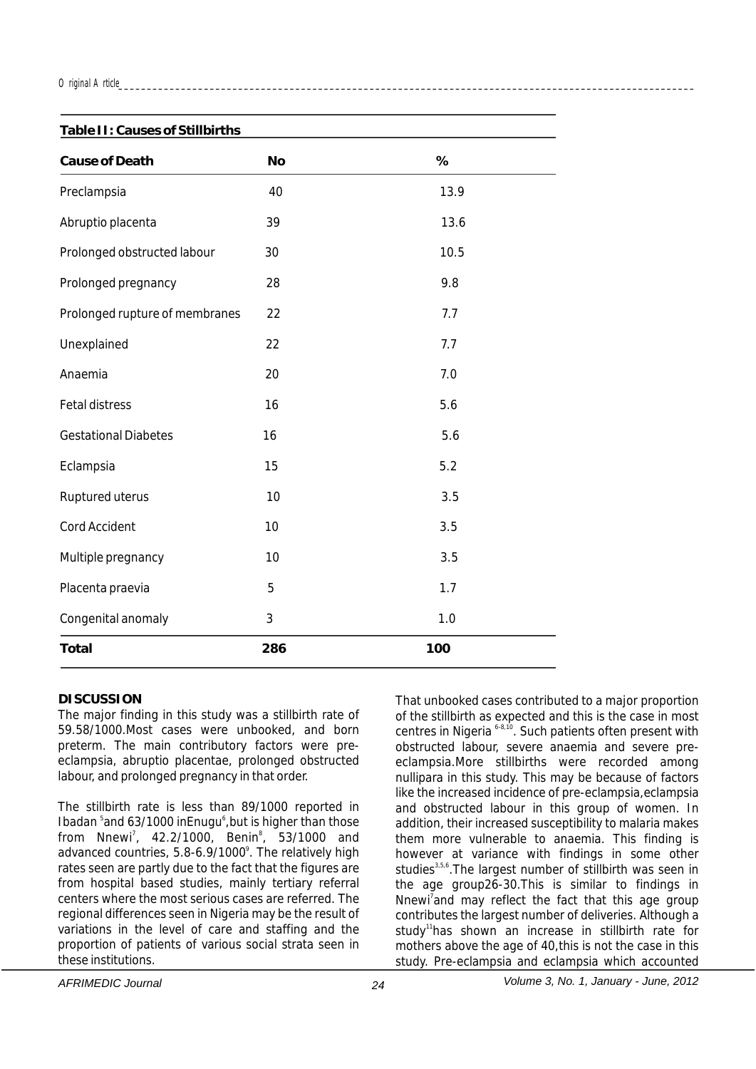**Table II: Causes of Stillbirths**

| Cause of Death | No | % |
|---|---|---|
| Preclampsia | 40 | 13.9 |
| Abruptio placenta | 39 | 13.6 |
| Prolonged obstructed labour | 30 | 10.5 |
| Prolonged pregnancy | 28 | 9.8 |
| Prolonged rupture of membranes | 22 | 7.7 |
| Unexplained | 22 | 7.7 |
| Anaemia | 20 | 7.0 |
| Fetal distress | 16 | 5.6 |
| Gestational Diabetes | 16 | 5.6 |
| Eclampsia | 15 | 5.2 |
| Ruptured uterus | 10 | 3.5 |
| Cord Accident | 10 | 3.5 |
| Multiple pregnancy | 10 | 3.5 |
| Placenta praevia | 5 | 1.7 |
| Congenital anomaly | 3 | 1.0 |
| **Total** | **286** | **100** |

## DISCUSSION

The major finding in this study was a stillbirth rate of 59.58/1000.Most cases were unbooked, and born preterm. The main contributory factors were pre-eclampsia, abruptio placentae, prolonged obstructed labour, and prolonged pregnancy in that order.

The stillbirth rate is less than 89/1000 reported in Ibadan [5] and 63/1000 inEnugu[6],but is higher than those from Nnewi[7], 42.2/1000, Benin[8], 53/1000 and advanced countries, 5.8-6.9/1000[9]. The relatively high rates seen are partly due to the fact that the figures are from hospital based studies, mainly tertiary referral centers where the most serious cases are referred. The regional differences seen in Nigeria may be the result of variations in the level of care and staffing and the proportion of patients of various social strata seen in these institutions.

That unbooked cases contributed to a major proportion of the stillbirth as expected and this is the case in most centres in Nigeria [6-8,10]. Such patients often present with obstructed labour, severe anaemia and severe pre-eclampsia.More stillbirths were recorded among nullipara in this study. This may be because of factors like the increased incidence of pre-eclampsia,eclampsia and obstructed labour in this group of women. In addition, their increased susceptibility to malaria makes them more vulnerable to anaemia. This finding is however at variance with findings in some other studies[3,5,6].The largest number of stillbirth was seen in the age group26-30.This is similar to findings in Nnewi[7]and may reflect the fact that this age group contributes the largest number of deliveries. Although a study[11]has shown an increase in stillbirth rate for mothers above the age of 40,this is not the case in this study. Pre-eclampsia and eclampsia which accounted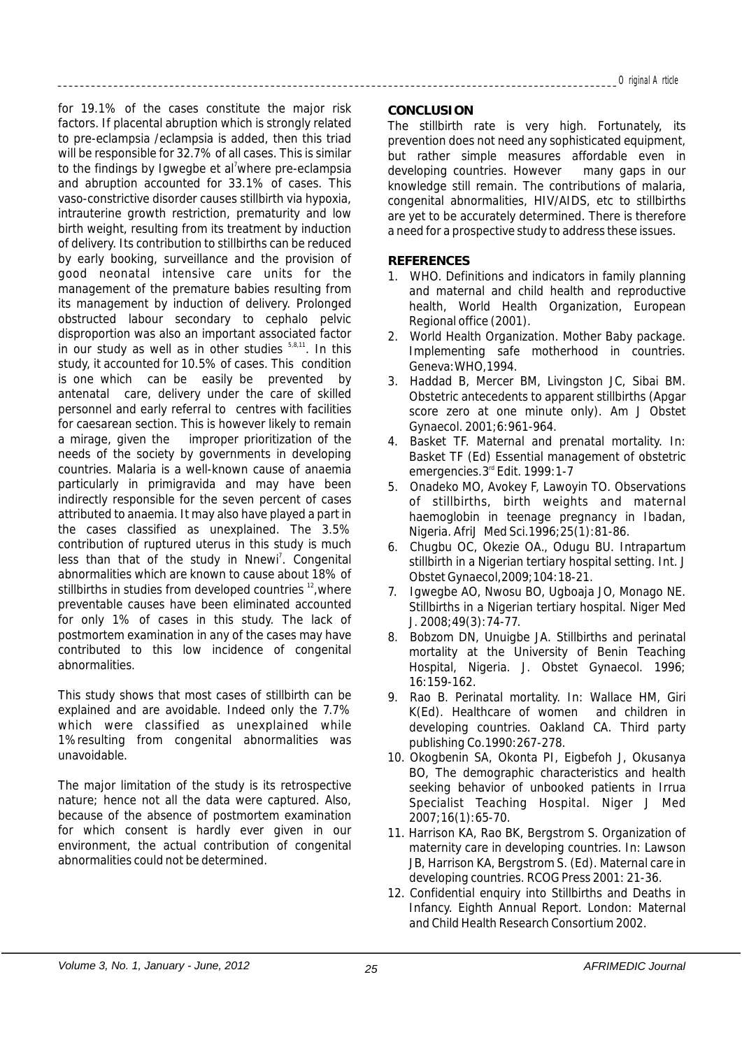for 19.1% of the cases constitute the major risk factors. If placental abruption which is strongly related to pre-eclampsia /eclampsia is added, then this triad will be responsible for 32.7% of all cases. This is similar to the findings by Igwegbe et al[7] where pre-eclampsia and abruption accounted for 33.1% of cases. This vaso-constrictive disorder causes stillbirth via hypoxia, intrauterine growth restriction, prematurity and low birth weight, resulting from its treatment by induction of delivery. Its contribution to stillbirths can be reduced by early booking, surveillance and the provision of good neonatal intensive care units for the management of the premature babies resulting from its management by induction of delivery. Prolonged obstructed labour secondary to cephalo pelvic disproportion was also an important associated factor in our study as well as in other studies [5,8,11]. In this study, it accounted for 10.5% of cases. This condition is one which can be easily be prevented by antenatal care, delivery under the care of skilled personnel and early referral to centres with facilities for caesarean section. This is however likely to remain a mirage, given the improper prioritization of the needs of the society by governments in developing countries. Malaria is a well-known cause of anaemia particularly in primigravida and may have been indirectly responsible for the seven percent of cases attributed to anaemia. It may also have played a part in the cases classified as unexplained. The 3.5% contribution of ruptured uterus in this study is much less than that of the study in Nnewi[7]. Congenital abnormalities which are known to cause about 18% of stillbirths in studies from developed countries [12], where preventable causes have been eliminated accounted for only 1% of cases in this study. The lack of postmortem examination in any of the cases may have contributed to this low incidence of congenital abnormalities.

This study shows that most cases of stillbirth can be explained and are avoidable. Indeed only the 7.7% which were classified as unexplained while 1% resulting from congenital abnormalities was unavoidable.

The major limitation of the study is its retrospective nature; hence not all the data were captured. Also, because of the absence of postmortem examination for which consent is hardly ever given in our environment, the actual contribution of congenital abnormalities could not be determined.

## CONCLUSION

The stillbirth rate is very high. Fortunately, its prevention does not need any sophisticated equipment, but rather simple measures affordable even in developing countries. However many gaps in our knowledge still remain. The contributions of malaria, congenital abnormalities, HIV/AIDS, etc to stillbirths are yet to be accurately determined. There is therefore a need for a prospective study to address these issues.

## REFERENCES

1. WHO. Definitions and indicators in family planning and maternal and child health and reproductive health, World Health Organization, European Regional office (2001).
2. World Health Organization. Mother Baby package. Implementing safe motherhood in countries. Geneva:WHO,1994.
3. Haddad B, Mercer BM, Livingston JC, Sibai BM. Obstetric antecedents to apparent stillbirths (Apgar score zero at one minute only). Am J Obstet Gynaecol. 2001;6:961-964.
4. Basket TF. Maternal and prenatal mortality. In: Basket TF (Ed) Essential management of obstetric emergencies.3rd Edit. 1999:1-7
5. Onadeko MO, Avokey F, Lawoyin TO. Observations of stillbirths, birth weights and maternal haemoglobin in teenage pregnancy in Ibadan, Nigeria. AfriJ Med Sci.1996;25(1):81-86.
6. Chugbu OC, Okezie OA., Odugu BU. Intrapartum stillbirth in a Nigerian tertiary hospital setting. Int. J Obstet Gynaecol,2009;104:18-21.
7. Igwegbe AO, Nwosu BO, Ugboaja JO, Monago NE. Stillbirths in a Nigerian tertiary hospital. Niger Med J. 2008;49(3):74-77.
8. Bobzom DN, Unuigbe JA. Stillbirths and perinatal mortality at the University of Benin Teaching Hospital, Nigeria. J. Obstet Gynaecol. 1996; 16:159-162.
9. Rao B. Perinatal mortality. In: Wallace HM, Giri K(Ed). Healthcare of women and children in developing countries. Oakland CA. Third party publishing Co.1990:267-278.
10. Okogbenin SA, Okonta PI, Eigbefoh J, Okusanya BO, The demographic characteristics and health seeking behavior of unbooked patients in Irrua Specialist Teaching Hospital. Niger J Med 2007;16(1):65-70.
11. Harrison KA, Rao BK, Bergstrom S. Organization of maternity care in developing countries. In: Lawson JB, Harrison KA, Bergstrom S. (Ed). Maternal care in developing countries. RCOG Press 2001: 21-36.
12. Confidential enquiry into Stillbirths and Deaths in Infancy. Eighth Annual Report. London: Maternal and Child Health Research Consortium 2002.